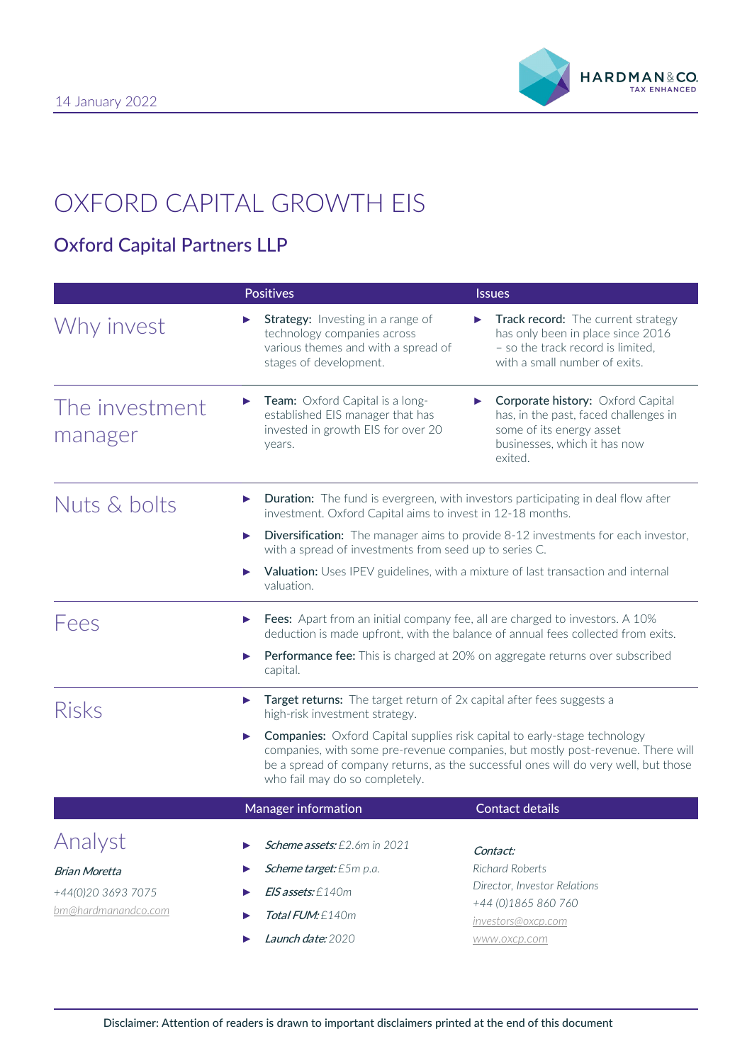14 January 2022

# OXFORD CAPITAL GROWTH EIS

## Oxford Capital Partners LLP

| | Positives | Issues |
|---|---|---|
| **Why invest** | **Strategy:** Investing in a range of technology companies across various themes and with a spread of stages of development. | **Track record:** The current strategy has only been in place since 2016 – so the track record is limited, with a small number of exits. |
| **The investment manager** | **Team:** Oxford Capital is a long-established EIS manager that has invested in growth EIS for over 20 years. | **Corporate history:** Oxford Capital has, in the past, faced challenges in some of its energy asset businesses, which it has now exited. |

### Nuts & bolts

- **Duration:** The fund is evergreen, with investors participating in deal flow after investment. Oxford Capital aims to invest in 12-18 months.
- **Diversification:** The manager aims to provide 8-12 investments for each investor, with a spread of investments from seed up to series C.
- **Valuation:** Uses IPEV guidelines, with a mixture of last transaction and internal valuation.

### Fees

- **Fees:** Apart from an initial company fee, all are charged to investors. A 10% deduction is made upfront, with the balance of annual fees collected from exits.
- **Performance fee:** This is charged at 20% on aggregate returns over subscribed capital.

### Risks

- **Target returns:** The target return of 2x capital after fees suggests a high-risk investment strategy.
- **Companies:** Oxford Capital supplies risk capital to early-stage technology companies, with some pre-revenue companies, but mostly post-revenue. There will be a spread of company returns, as the successful ones will do very well, but those who fail may do so completely.

### Analyst

*Brian Moretta*
+44(0)20 3693 7075
bm@hardmanandco.com

**Manager information**

- *Scheme assets:* £2.6m in 2021
- *Scheme target:* £5m p.a.
- *EIS assets:* £140m
- *Total FUM:* £140m
- *Launch date:* 2020

**Contact details**

*Contact:*
*Richard Roberts*
*Director, Investor Relations*
*+44 (0)1865 860 760*
*investors@oxcp.com*
*www.oxcp.com*

Disclaimer: Attention of readers is drawn to important disclaimers printed at the end of this document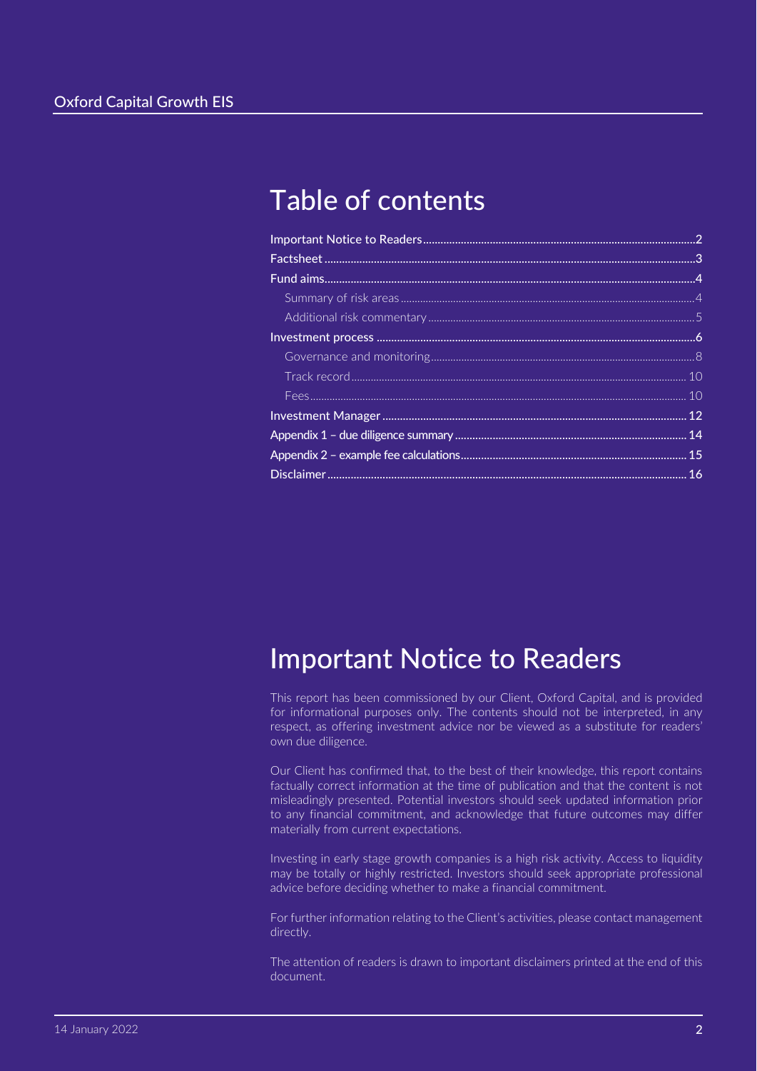# Table of contents

- Important Notice to Readers ........ 2
- Factsheet ........ 3
- Fund aims ........ 4
  - Summary of risk areas ........ 4
  - Additional risk commentary ........ 5
- Investment process ........ 6
  - Governance and monitoring ........ 8
  - Track record ........ 10
  - Fees ........ 10
- Investment Manager ........ 12
- Appendix 1 – due diligence summary ........ 14
- Appendix 2 – example fee calculations ........ 15
- Disclaimer ........ 16

# Important Notice to Readers

This report has been commissioned by our Client, Oxford Capital, and is provided for informational purposes only. The contents should not be interpreted, in any respect, as offering investment advice nor be viewed as a substitute for readers' own due diligence.

Our Client has confirmed that, to the best of their knowledge, this report contains factually correct information at the time of publication and that the content is not misleadingly presented. Potential investors should seek updated information prior to any financial commitment, and acknowledge that future outcomes may differ materially from current expectations.

Investing in early stage growth companies is a high risk activity. Access to liquidity may be totally or highly restricted. Investors should seek appropriate professional advice before deciding whether to make a financial commitment.

For further information relating to the Client's activities, please contact management directly.

The attention of readers is drawn to important disclaimers printed at the end of this document.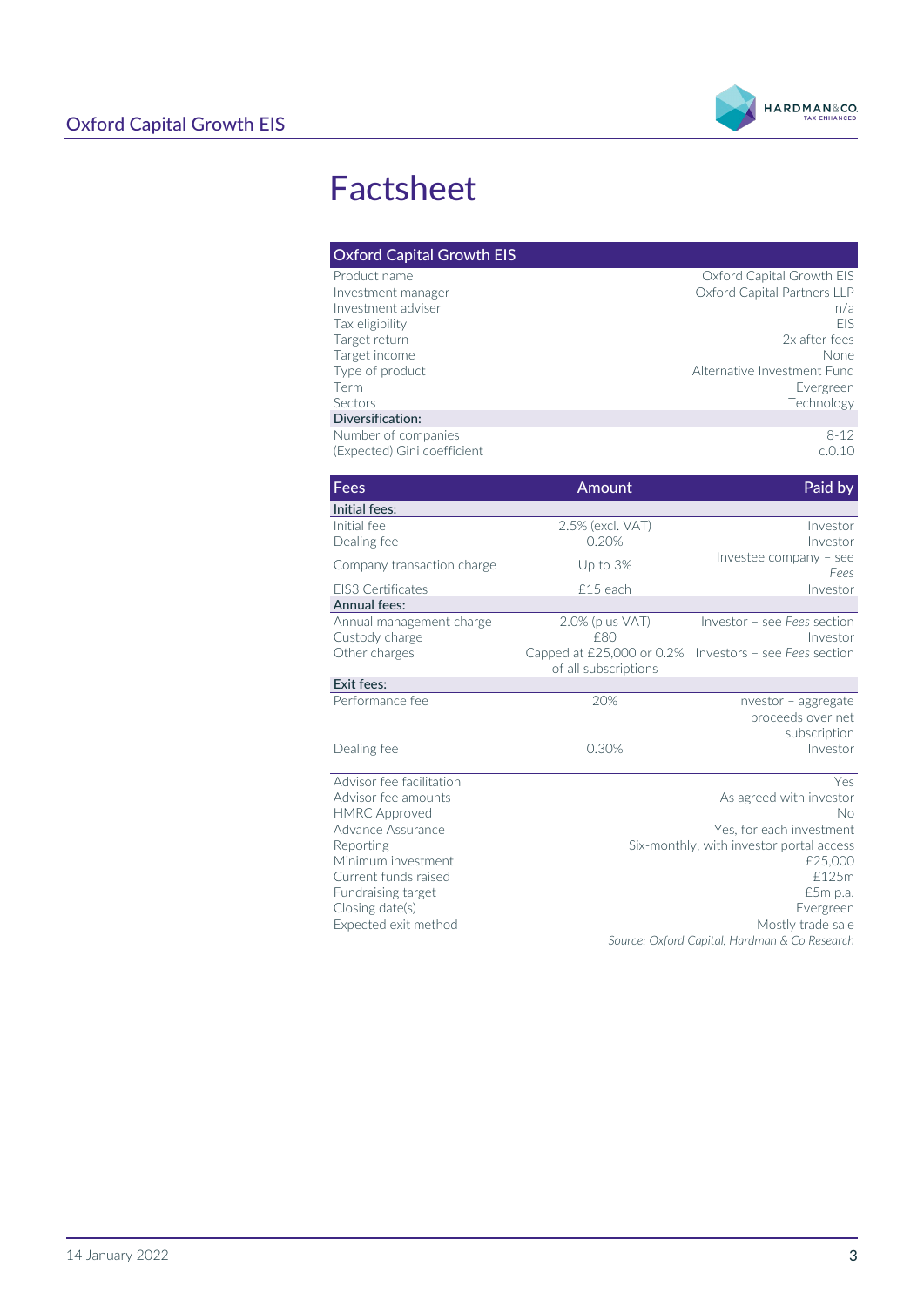# Factsheet

| Oxford Capital Growth EIS | |
|---|---|
| Product name | Oxford Capital Growth EIS |
| Investment manager | Oxford Capital Partners LLP |
| Investment adviser | n/a |
| Tax eligibility | EIS |
| Target return | 2x after fees |
| Target income | None |
| Type of product | Alternative Investment Fund |
| Term | Evergreen |
| Sectors | Technology |
| **Diversification:** | |
| Number of companies | 8-12 |
| (Expected) Gini coefficient | c.0.10 |

| Fees | Amount | Paid by |
|---|---|---|
| **Initial fees:** | | |
| Initial fee | 2.5% (excl. VAT) | Investor |
| Dealing fee | 0.20% | Investor |
| Company transaction charge | Up to 3% | Investee company – see *Fees* |
| EIS3 Certificates | £15 each | Investor |
| **Annual fees:** | | |
| Annual management charge | 2.0% (plus VAT) | Investor – see *Fees* section |
| Custody charge | £80 | Investor |
| Other charges | Capped at £25,000 or 0.2% of all subscriptions | Investors – see *Fees* section |
| **Exit fees:** | | |
| Performance fee | 20% | Investor – aggregate proceeds over net subscription |
| Dealing fee | 0.30% | Investor |

| | |
|---|---|
| Advisor fee facilitation | Yes |
| Advisor fee amounts | As agreed with investor |
| HMRC Approved | No |
| Advance Assurance | Yes, for each investment |
| Reporting | Six-monthly, with investor portal access |
| Minimum investment | £25,000 |
| Current funds raised | £125m |
| Fundraising target | £5m p.a. |
| Closing date(s) | Evergreen |
| Expected exit method | Mostly trade sale |

*Source: Oxford Capital, Hardman & Co Research*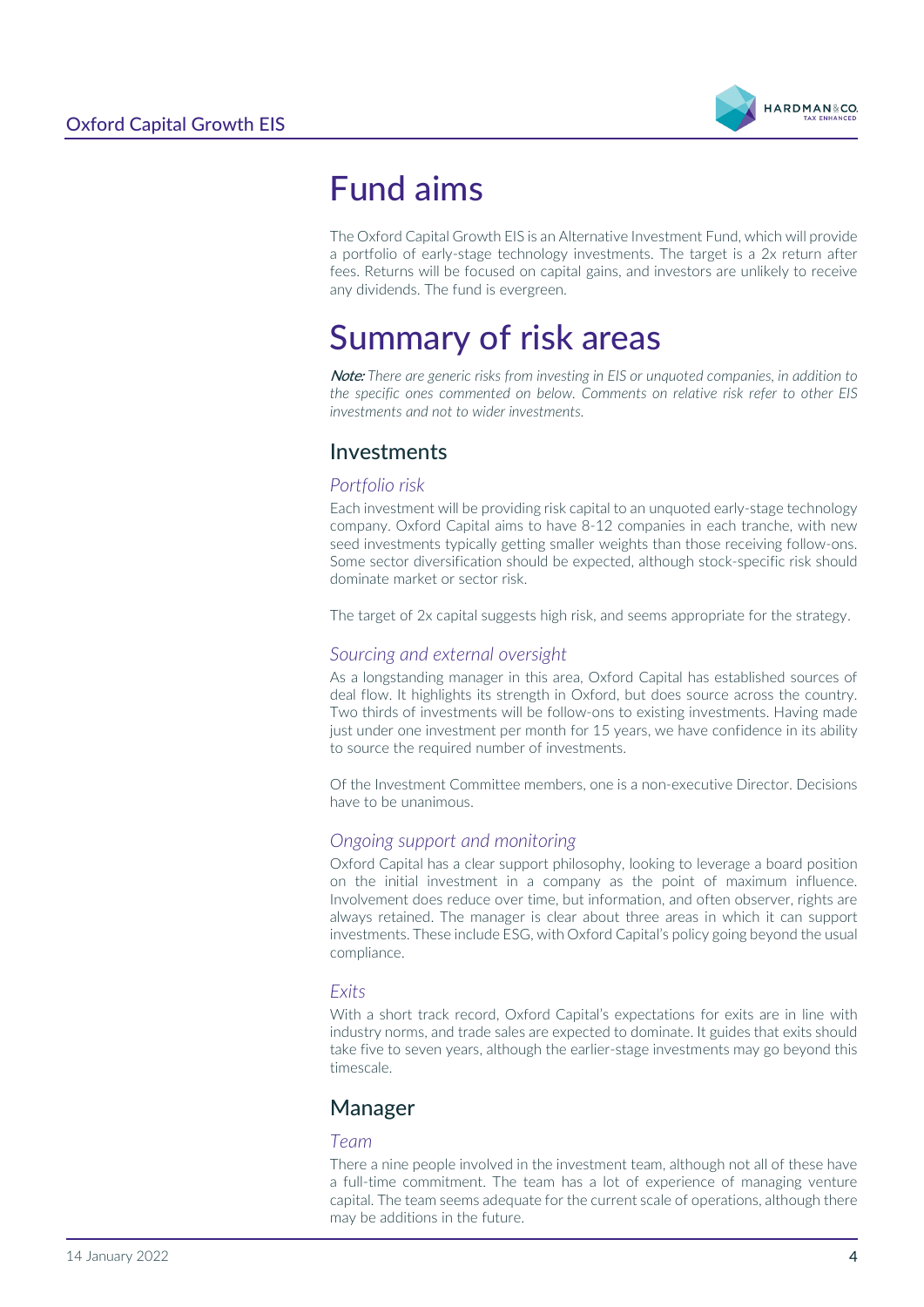# Fund aims

The Oxford Capital Growth EIS is an Alternative Investment Fund, which will provide a portfolio of early-stage technology investments. The target is a 2x return after fees. Returns will be focused on capital gains, and investors are unlikely to receive any dividends. The fund is evergreen.

# Summary of risk areas

***Note:*** *There are generic risks from investing in EIS or unquoted companies, in addition to the specific ones commented on below. Comments on relative risk refer to other EIS investments and not to wider investments.*

## Investments

### *Portfolio risk*

Each investment will be providing risk capital to an unquoted early-stage technology company. Oxford Capital aims to have 8-12 companies in each tranche, with new seed investments typically getting smaller weights than those receiving follow-ons. Some sector diversification should be expected, although stock-specific risk should dominate market or sector risk.

The target of 2x capital suggests high risk, and seems appropriate for the strategy.

### *Sourcing and external oversight*

As a longstanding manager in this area, Oxford Capital has established sources of deal flow. It highlights its strength in Oxford, but does source across the country. Two thirds of investments will be follow-ons to existing investments. Having made just under one investment per month for 15 years, we have confidence in its ability to source the required number of investments.

Of the Investment Committee members, one is a non-executive Director. Decisions have to be unanimous.

### *Ongoing support and monitoring*

Oxford Capital has a clear support philosophy, looking to leverage a board position on the initial investment in a company as the point of maximum influence. Involvement does reduce over time, but information, and often observer, rights are always retained. The manager is clear about three areas in which it can support investments. These include ESG, with Oxford Capital's policy going beyond the usual compliance.

### *Exits*

With a short track record, Oxford Capital's expectations for exits are in line with industry norms, and trade sales are expected to dominate. It guides that exits should take five to seven years, although the earlier-stage investments may go beyond this timescale.

## Manager

### *Team*

There a nine people involved in the investment team, although not all of these have a full-time commitment. The team has a lot of experience of managing venture capital. The team seems adequate for the current scale of operations, although there may be additions in the future.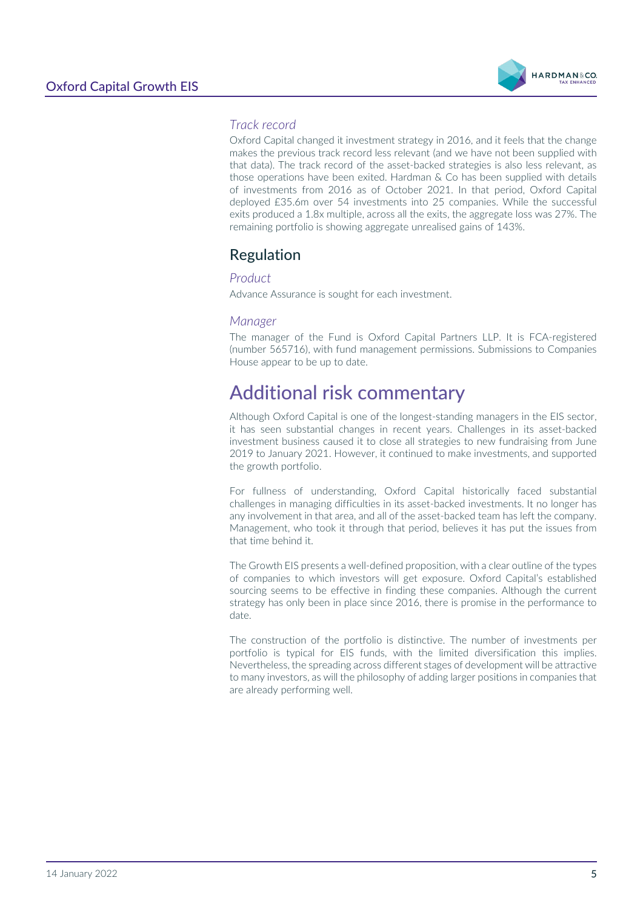### *Track record*

Oxford Capital changed it investment strategy in 2016, and it feels that the change makes the previous track record less relevant (and we have not been supplied with that data). The track record of the asset-backed strategies is also less relevant, as those operations have been exited. Hardman & Co has been supplied with details of investments from 2016 as of October 2021. In that period, Oxford Capital deployed £35.6m over 54 investments into 25 companies. While the successful exits produced a 1.8x multiple, across all the exits, the aggregate loss was 27%. The remaining portfolio is showing aggregate unrealised gains of 143%.

## Regulation

### *Product*

Advance Assurance is sought for each investment.

### *Manager*

The manager of the Fund is Oxford Capital Partners LLP. It is FCA-registered (number 565716), with fund management permissions. Submissions to Companies House appear to be up to date.

# Additional risk commentary

Although Oxford Capital is one of the longest-standing managers in the EIS sector, it has seen substantial changes in recent years. Challenges in its asset-backed investment business caused it to close all strategies to new fundraising from June 2019 to January 2021. However, it continued to make investments, and supported the growth portfolio.

For fullness of understanding, Oxford Capital historically faced substantial challenges in managing difficulties in its asset-backed investments. It no longer has any involvement in that area, and all of the asset-backed team has left the company. Management, who took it through that period, believes it has put the issues from that time behind it.

The Growth EIS presents a well-defined proposition, with a clear outline of the types of companies to which investors will get exposure. Oxford Capital's established sourcing seems to be effective in finding these companies. Although the current strategy has only been in place since 2016, there is promise in the performance to date.

The construction of the portfolio is distinctive. The number of investments per portfolio is typical for EIS funds, with the limited diversification this implies. Nevertheless, the spreading across different stages of development will be attractive to many investors, as will the philosophy of adding larger positions in companies that are already performing well.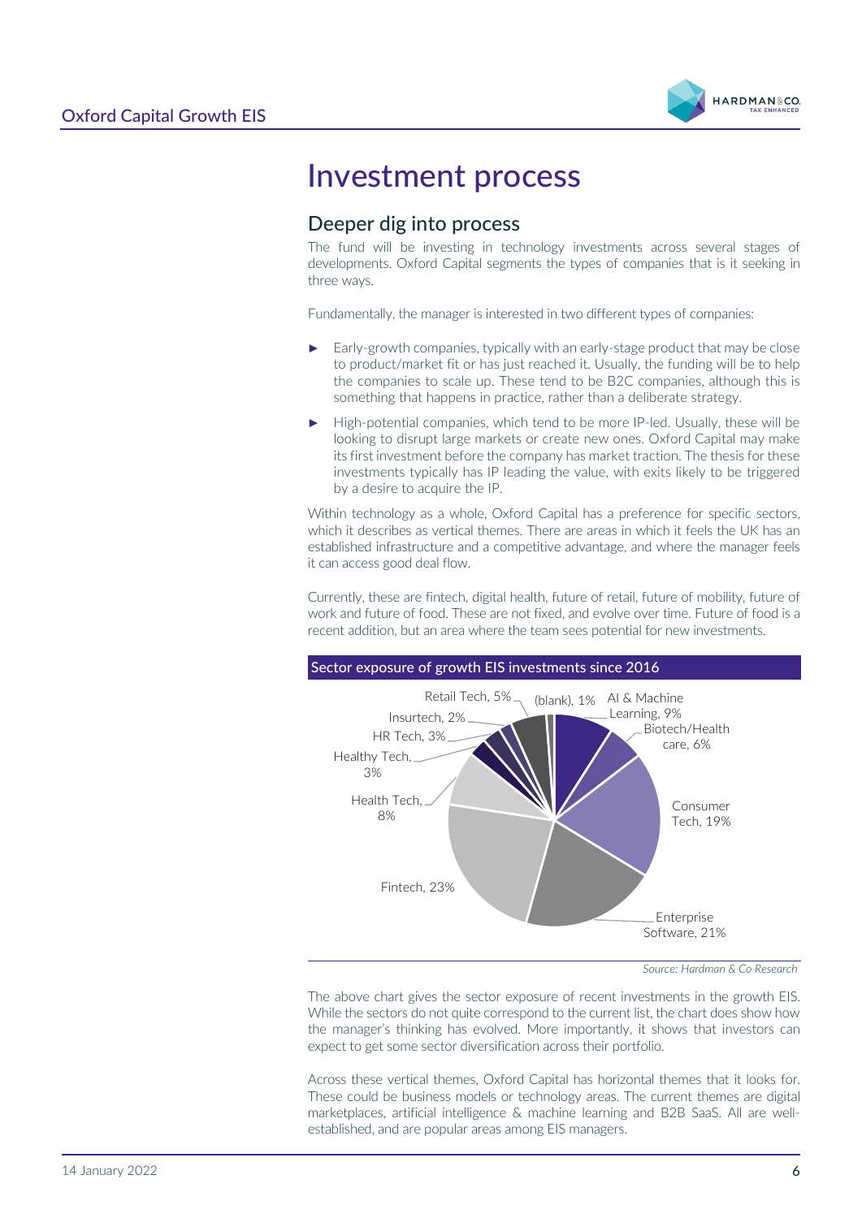# Investment process

## Deeper dig into process

The fund will be investing in technology investments across several stages of developments. Oxford Capital segments the types of companies that is it seeking in three ways.

Fundamentally, the manager is interested in two different types of companies:

- Early-growth companies, typically with an early-stage product that may be close to product/market fit or has just reached it. Usually, the funding will be to help the companies to scale up. These tend to be B2C companies, although this is something that happens in practice, rather than a deliberate strategy.
- High-potential companies, which tend to be more IP-led. Usually, these will be looking to disrupt large markets or create new ones. Oxford Capital may make its first investment before the company has market traction. The thesis for these investments typically has IP leading the value, with exits likely to be triggered by a desire to acquire the IP.

Within technology as a whole, Oxford Capital has a preference for specific sectors, which it describes as vertical themes. There are areas in which it feels the UK has an established infrastructure and a competitive advantage, and where the manager feels it can access good deal flow.

Currently, these are fintech, digital health, future of retail, future of mobility, future of work and future of food. These are not fixed, and evolve over time. Future of food is a recent addition, but an area where the team sees potential for new investments.

**Sector exposure of growth EIS investments since 2016**

| Sector | Share |
|---|---|
| AI & Machine Learning | 9% |
| Biotech/Health care | 6% |
| Consumer Tech | 19% |
| Enterprise Software | 21% |
| Fintech | 23% |
| Health Tech | 8% |
| Healthy Tech | 3% |
| HR Tech | 3% |
| Insurtech | 2% |
| Retail Tech | 5% |
| (blank) | 1% |

*Source: Hardman & Co Research*

The above chart gives the sector exposure of recent investments in the growth EIS. While the sectors do not quite correspond to the current list, the chart does show how the manager's thinking has evolved. More importantly, it shows that investors can expect to get some sector diversification across their portfolio.

Across these vertical themes, Oxford Capital has horizontal themes that it looks for. These could be business models or technology areas. The current themes are digital marketplaces, artificial intelligence & machine learning and B2B SaaS. All are well-established, and are popular areas among EIS managers.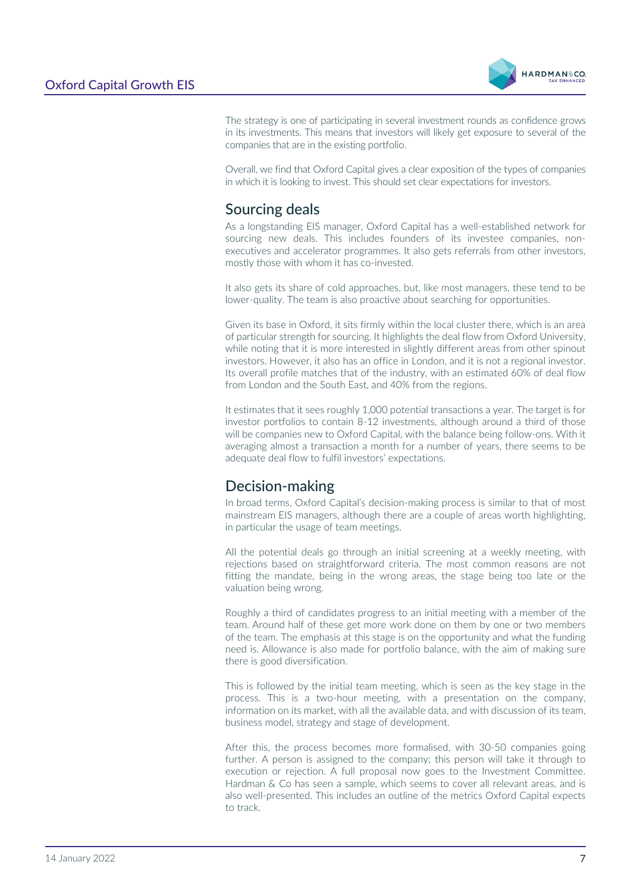The strategy is one of participating in several investment rounds as confidence grows in its investments. This means that investors will likely get exposure to several of the companies that are in the existing portfolio.

Overall, we find that Oxford Capital gives a clear exposition of the types of companies in which it is looking to invest. This should set clear expectations for investors.

## Sourcing deals

As a longstanding EIS manager, Oxford Capital has a well-established network for sourcing new deals. This includes founders of its investee companies, non-executives and accelerator programmes. It also gets referrals from other investors, mostly those with whom it has co-invested.

It also gets its share of cold approaches, but, like most managers, these tend to be lower-quality. The team is also proactive about searching for opportunities.

Given its base in Oxford, it sits firmly within the local cluster there, which is an area of particular strength for sourcing. It highlights the deal flow from Oxford University, while noting that it is more interested in slightly different areas from other spinout investors. However, it also has an office in London, and it is not a regional investor. Its overall profile matches that of the industry, with an estimated 60% of deal flow from London and the South East, and 40% from the regions.

It estimates that it sees roughly 1,000 potential transactions a year. The target is for investor portfolios to contain 8-12 investments, although around a third of those will be companies new to Oxford Capital, with the balance being follow-ons. With it averaging almost a transaction a month for a number of years, there seems to be adequate deal flow to fulfil investors' expectations.

## Decision-making

In broad terms, Oxford Capital's decision-making process is similar to that of most mainstream EIS managers, although there are a couple of areas worth highlighting, in particular the usage of team meetings.

All the potential deals go through an initial screening at a weekly meeting, with rejections based on straightforward criteria. The most common reasons are not fitting the mandate, being in the wrong areas, the stage being too late or the valuation being wrong.

Roughly a third of candidates progress to an initial meeting with a member of the team. Around half of these get more work done on them by one or two members of the team. The emphasis at this stage is on the opportunity and what the funding need is. Allowance is also made for portfolio balance, with the aim of making sure there is good diversification.

This is followed by the initial team meeting, which is seen as the key stage in the process. This is a two-hour meeting, with a presentation on the company, information on its market, with all the available data, and with discussion of its team, business model, strategy and stage of development.

After this, the process becomes more formalised, with 30-50 companies going further. A person is assigned to the company; this person will take it through to execution or rejection. A full proposal now goes to the Investment Committee. Hardman & Co has seen a sample, which seems to cover all relevant areas, and is also well-presented. This includes an outline of the metrics Oxford Capital expects to track.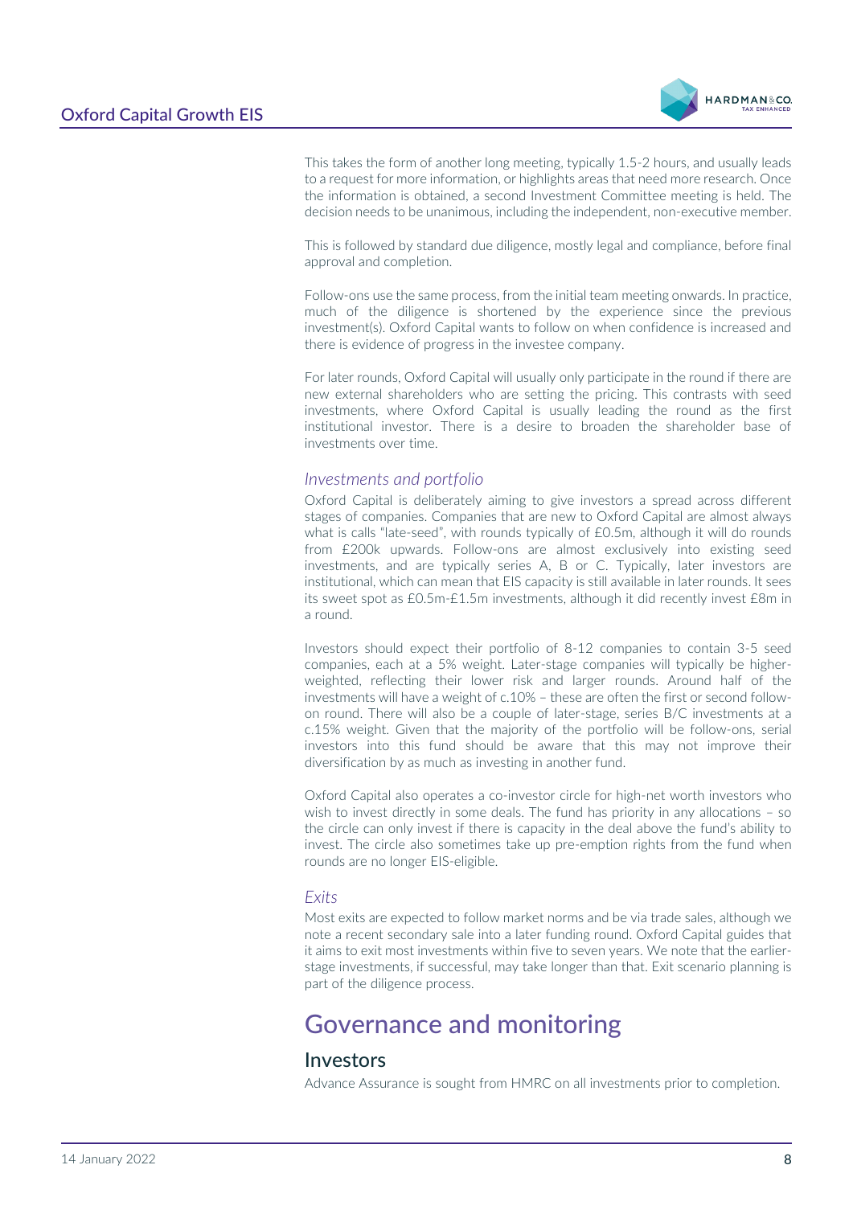This takes the form of another long meeting, typically 1.5-2 hours, and usually leads to a request for more information, or highlights areas that need more research. Once the information is obtained, a second Investment Committee meeting is held. The decision needs to be unanimous, including the independent, non-executive member.

This is followed by standard due diligence, mostly legal and compliance, before final approval and completion.

Follow-ons use the same process, from the initial team meeting onwards. In practice, much of the diligence is shortened by the experience since the previous investment(s). Oxford Capital wants to follow on when confidence is increased and there is evidence of progress in the investee company.

For later rounds, Oxford Capital will usually only participate in the round if there are new external shareholders who are setting the pricing. This contrasts with seed investments, where Oxford Capital is usually leading the round as the first institutional investor. There is a desire to broaden the shareholder base of investments over time.

### *Investments and portfolio*

Oxford Capital is deliberately aiming to give investors a spread across different stages of companies. Companies that are new to Oxford Capital are almost always what is calls "late-seed", with rounds typically of £0.5m, although it will do rounds from £200k upwards. Follow-ons are almost exclusively into existing seed investments, and are typically series A, B or C. Typically, later investors are institutional, which can mean that EIS capacity is still available in later rounds. It sees its sweet spot as £0.5m-£1.5m investments, although it did recently invest £8m in a round.

Investors should expect their portfolio of 8-12 companies to contain 3-5 seed companies, each at a 5% weight. Later-stage companies will typically be higher-weighted, reflecting their lower risk and larger rounds. Around half of the investments will have a weight of c.10% – these are often the first or second follow-on round. There will also be a couple of later-stage, series B/C investments at a c.15% weight. Given that the majority of the portfolio will be follow-ons, serial investors into this fund should be aware that this may not improve their diversification by as much as investing in another fund.

Oxford Capital also operates a co-investor circle for high-net worth investors who wish to invest directly in some deals. The fund has priority in any allocations – so the circle can only invest if there is capacity in the deal above the fund's ability to invest. The circle also sometimes take up pre-emption rights from the fund when rounds are no longer EIS-eligible.

### *Exits*

Most exits are expected to follow market norms and be via trade sales, although we note a recent secondary sale into a later funding round. Oxford Capital guides that it aims to exit most investments within five to seven years. We note that the earlier-stage investments, if successful, may take longer than that. Exit scenario planning is part of the diligence process.

# Governance and monitoring

## Investors

Advance Assurance is sought from HMRC on all investments prior to completion.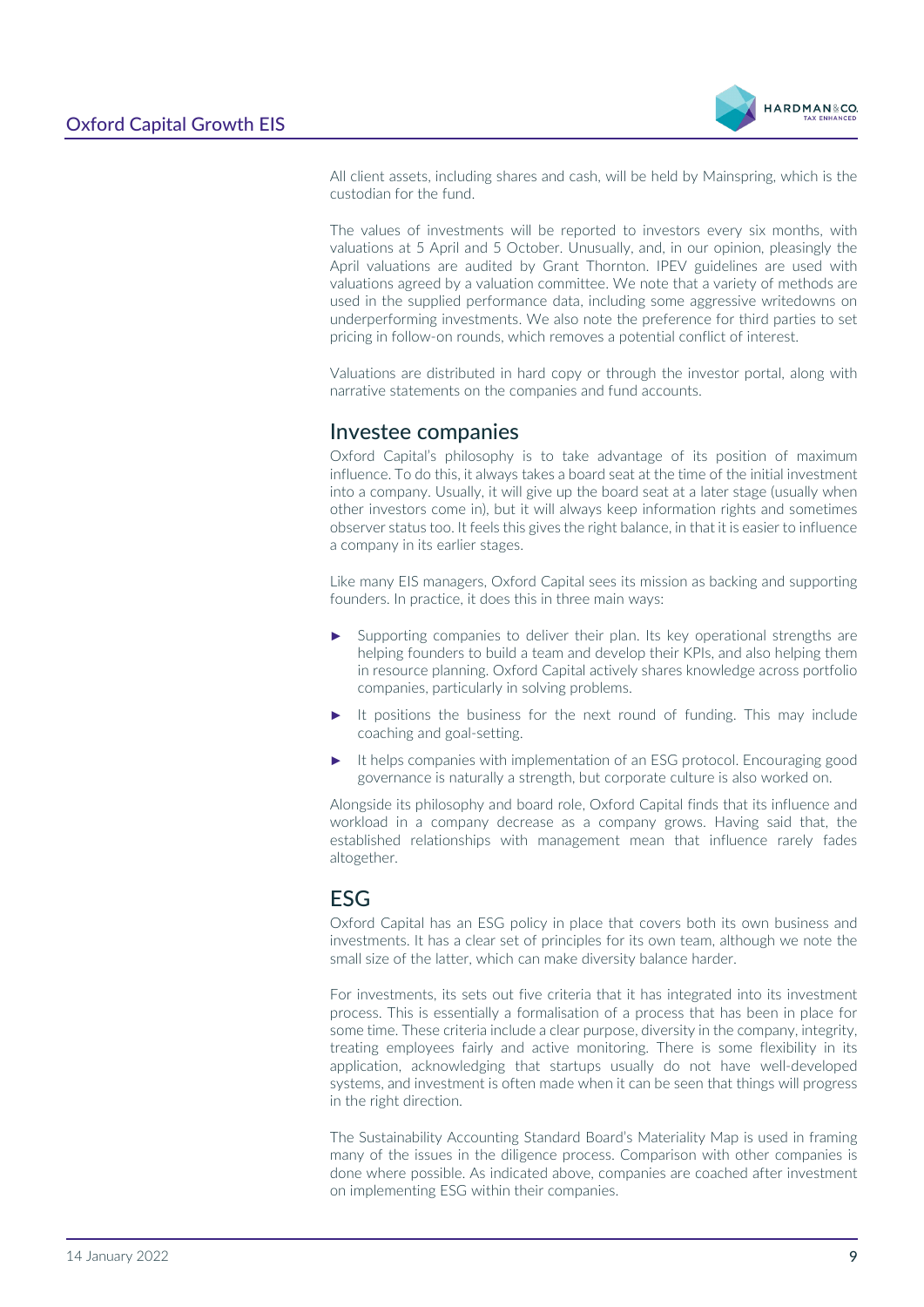All client assets, including shares and cash, will be held by Mainspring, which is the custodian for the fund.

The values of investments will be reported to investors every six months, with valuations at 5 April and 5 October. Unusually, and, in our opinion, pleasingly the April valuations are audited by Grant Thornton. IPEV guidelines are used with valuations agreed by a valuation committee. We note that a variety of methods are used in the supplied performance data, including some aggressive writedowns on underperforming investments. We also note the preference for third parties to set pricing in follow-on rounds, which removes a potential conflict of interest.

Valuations are distributed in hard copy or through the investor portal, along with narrative statements on the companies and fund accounts.

## Investee companies

Oxford Capital's philosophy is to take advantage of its position of maximum influence. To do this, it always takes a board seat at the time of the initial investment into a company. Usually, it will give up the board seat at a later stage (usually when other investors come in), but it will always keep information rights and sometimes observer status too. It feels this gives the right balance, in that it is easier to influence a company in its earlier stages.

Like many EIS managers, Oxford Capital sees its mission as backing and supporting founders. In practice, it does this in three main ways:

- Supporting companies to deliver their plan. Its key operational strengths are helping founders to build a team and develop their KPIs, and also helping them in resource planning. Oxford Capital actively shares knowledge across portfolio companies, particularly in solving problems.
- It positions the business for the next round of funding. This may include coaching and goal-setting.
- It helps companies with implementation of an ESG protocol. Encouraging good governance is naturally a strength, but corporate culture is also worked on.

Alongside its philosophy and board role, Oxford Capital finds that its influence and workload in a company decrease as a company grows. Having said that, the established relationships with management mean that influence rarely fades altogether.

## ESG

Oxford Capital has an ESG policy in place that covers both its own business and investments. It has a clear set of principles for its own team, although we note the small size of the latter, which can make diversity balance harder.

For investments, its sets out five criteria that it has integrated into its investment process. This is essentially a formalisation of a process that has been in place for some time. These criteria include a clear purpose, diversity in the company, integrity, treating employees fairly and active monitoring. There is some flexibility in its application, acknowledging that startups usually do not have well-developed systems, and investment is often made when it can be seen that things will progress in the right direction.

The Sustainability Accounting Standard Board's Materiality Map is used in framing many of the issues in the diligence process. Comparison with other companies is done where possible. As indicated above, companies are coached after investment on implementing ESG within their companies.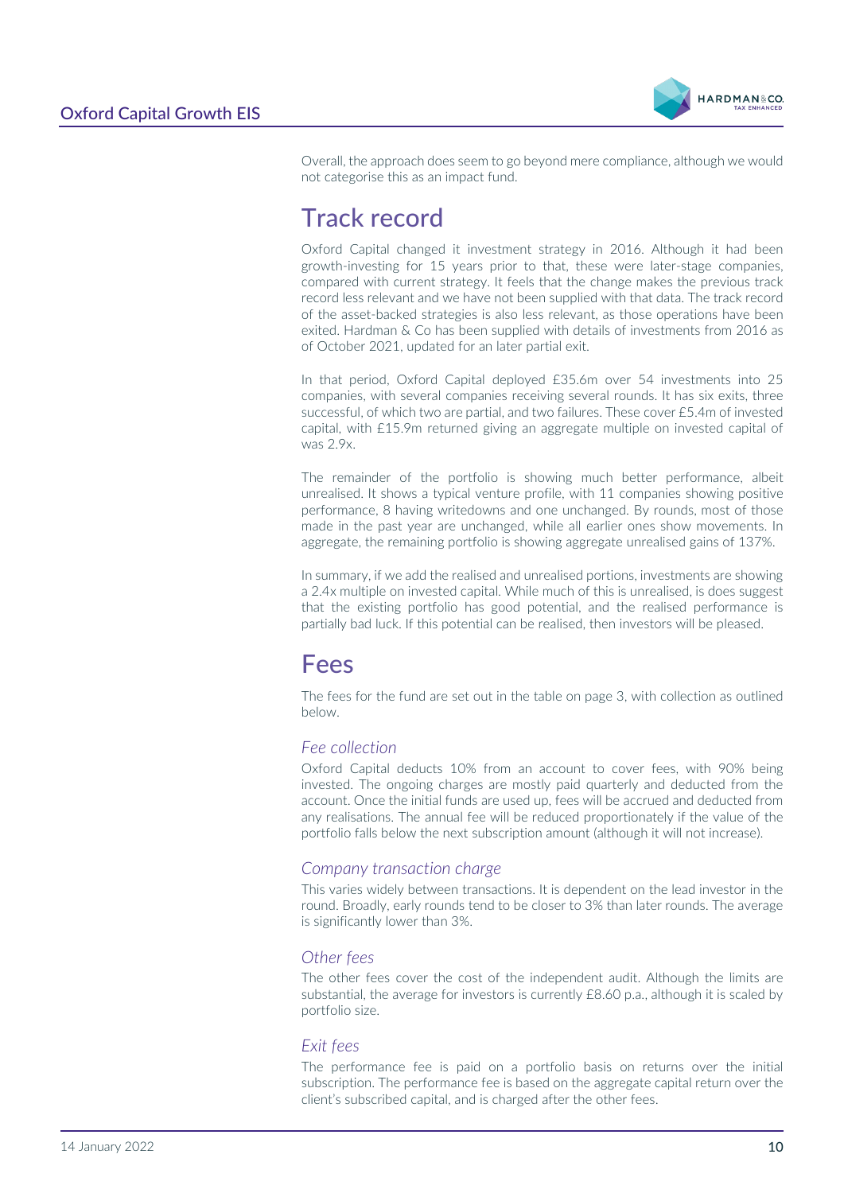Overall, the approach does seem to go beyond mere compliance, although we would not categorise this as an impact fund.

# Track record

Oxford Capital changed it investment strategy in 2016. Although it had been growth-investing for 15 years prior to that, these were later-stage companies, compared with current strategy. It feels that the change makes the previous track record less relevant and we have not been supplied with that data. The track record of the asset-backed strategies is also less relevant, as those operations have been exited. Hardman & Co has been supplied with details of investments from 2016 as of October 2021, updated for an later partial exit.

In that period, Oxford Capital deployed £35.6m over 54 investments into 25 companies, with several companies receiving several rounds. It has six exits, three successful, of which two are partial, and two failures. These cover £5.4m of invested capital, with £15.9m returned giving an aggregate multiple on invested capital of was 2.9x.

The remainder of the portfolio is showing much better performance, albeit unrealised. It shows a typical venture profile, with 11 companies showing positive performance, 8 having writedowns and one unchanged. By rounds, most of those made in the past year are unchanged, while all earlier ones show movements. In aggregate, the remaining portfolio is showing aggregate unrealised gains of 137%.

In summary, if we add the realised and unrealised portions, investments are showing a 2.4x multiple on invested capital. While much of this is unrealised, is does suggest that the existing portfolio has good potential, and the realised performance is partially bad luck. If this potential can be realised, then investors will be pleased.

# Fees

The fees for the fund are set out in the table on page 3, with collection as outlined below.

### *Fee collection*

Oxford Capital deducts 10% from an account to cover fees, with 90% being invested. The ongoing charges are mostly paid quarterly and deducted from the account. Once the initial funds are used up, fees will be accrued and deducted from any realisations. The annual fee will be reduced proportionately if the value of the portfolio falls below the next subscription amount (although it will not increase).

### *Company transaction charge*

This varies widely between transactions. It is dependent on the lead investor in the round. Broadly, early rounds tend to be closer to 3% than later rounds. The average is significantly lower than 3%.

### *Other fees*

The other fees cover the cost of the independent audit. Although the limits are substantial, the average for investors is currently £8.60 p.a., although it is scaled by portfolio size.

### *Exit fees*

The performance fee is paid on a portfolio basis on returns over the initial subscription. The performance fee is based on the aggregate capital return over the client's subscribed capital, and is charged after the other fees.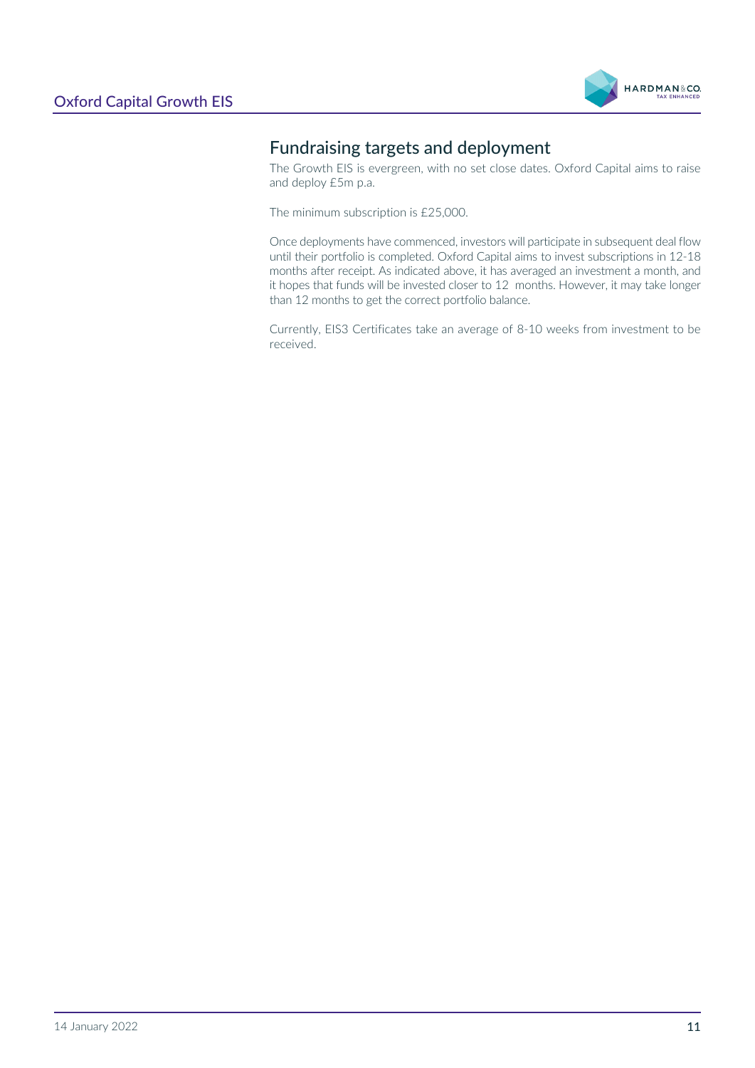## Fundraising targets and deployment

The Growth EIS is evergreen, with no set close dates. Oxford Capital aims to raise and deploy £5m p.a.

The minimum subscription is £25,000.

Once deployments have commenced, investors will participate in subsequent deal flow until their portfolio is completed. Oxford Capital aims to invest subscriptions in 12-18 months after receipt. As indicated above, it has averaged an investment a month, and it hopes that funds will be invested closer to 12 months. However, it may take longer than 12 months to get the correct portfolio balance.

Currently, EIS3 Certificates take an average of 8-10 weeks from investment to be received.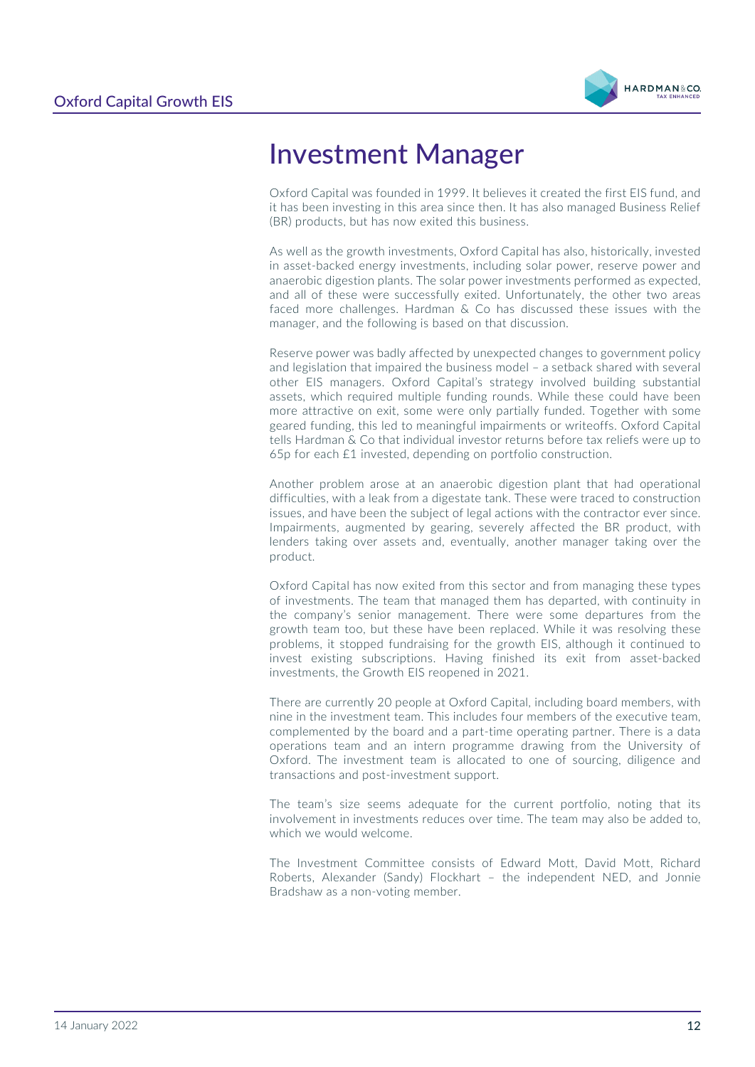# Investment Manager

Oxford Capital was founded in 1999. It believes it created the first EIS fund, and it has been investing in this area since then. It has also managed Business Relief (BR) products, but has now exited this business.

As well as the growth investments, Oxford Capital has also, historically, invested in asset-backed energy investments, including solar power, reserve power and anaerobic digestion plants. The solar power investments performed as expected, and all of these were successfully exited. Unfortunately, the other two areas faced more challenges. Hardman & Co has discussed these issues with the manager, and the following is based on that discussion.

Reserve power was badly affected by unexpected changes to government policy and legislation that impaired the business model – a setback shared with several other EIS managers. Oxford Capital's strategy involved building substantial assets, which required multiple funding rounds. While these could have been more attractive on exit, some were only partially funded. Together with some geared funding, this led to meaningful impairments or writeoffs. Oxford Capital tells Hardman & Co that individual investor returns before tax reliefs were up to 65p for each £1 invested, depending on portfolio construction.

Another problem arose at an anaerobic digestion plant that had operational difficulties, with a leak from a digestate tank. These were traced to construction issues, and have been the subject of legal actions with the contractor ever since. Impairments, augmented by gearing, severely affected the BR product, with lenders taking over assets and, eventually, another manager taking over the product.

Oxford Capital has now exited from this sector and from managing these types of investments. The team that managed them has departed, with continuity in the company's senior management. There were some departures from the growth team too, but these have been replaced. While it was resolving these problems, it stopped fundraising for the growth EIS, although it continued to invest existing subscriptions. Having finished its exit from asset-backed investments, the Growth EIS reopened in 2021.

There are currently 20 people at Oxford Capital, including board members, with nine in the investment team. This includes four members of the executive team, complemented by the board and a part-time operating partner. There is a data operations team and an intern programme drawing from the University of Oxford. The investment team is allocated to one of sourcing, diligence and transactions and post-investment support.

The team's size seems adequate for the current portfolio, noting that its involvement in investments reduces over time. The team may also be added to, which we would welcome.

The Investment Committee consists of Edward Mott, David Mott, Richard Roberts, Alexander (Sandy) Flockhart – the independent NED, and Jonnie Bradshaw as a non-voting member.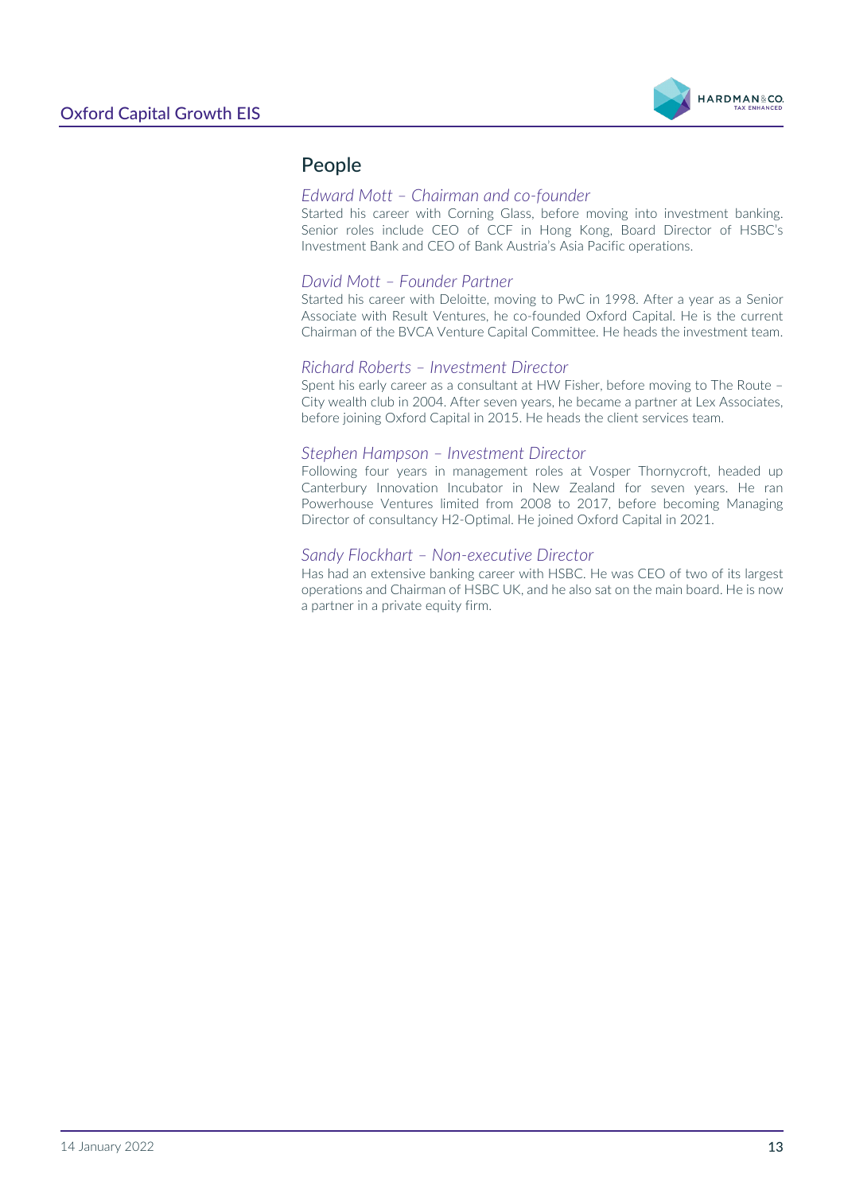## People

*Edward Mott – Chairman and co-founder*

Started his career with Corning Glass, before moving into investment banking. Senior roles include CEO of CCF in Hong Kong, Board Director of HSBC's Investment Bank and CEO of Bank Austria's Asia Pacific operations.

*David Mott – Founder Partner*

Started his career with Deloitte, moving to PwC in 1998. After a year as a Senior Associate with Result Ventures, he co-founded Oxford Capital. He is the current Chairman of the BVCA Venture Capital Committee. He heads the investment team.

*Richard Roberts – Investment Director*

Spent his early career as a consultant at HW Fisher, before moving to The Route – City wealth club in 2004. After seven years, he became a partner at Lex Associates, before joining Oxford Capital in 2015. He heads the client services team.

*Stephen Hampson – Investment Director*

Following four years in management roles at Vosper Thornycroft, headed up Canterbury Innovation Incubator in New Zealand for seven years. He ran Powerhouse Ventures limited from 2008 to 2017, before becoming Managing Director of consultancy H2-Optimal. He joined Oxford Capital in 2021.

*Sandy Flockhart – Non-executive Director*

Has had an extensive banking career with HSBC. He was CEO of two of its largest operations and Chairman of HSBC UK, and he also sat on the main board. He is now a partner in a private equity firm.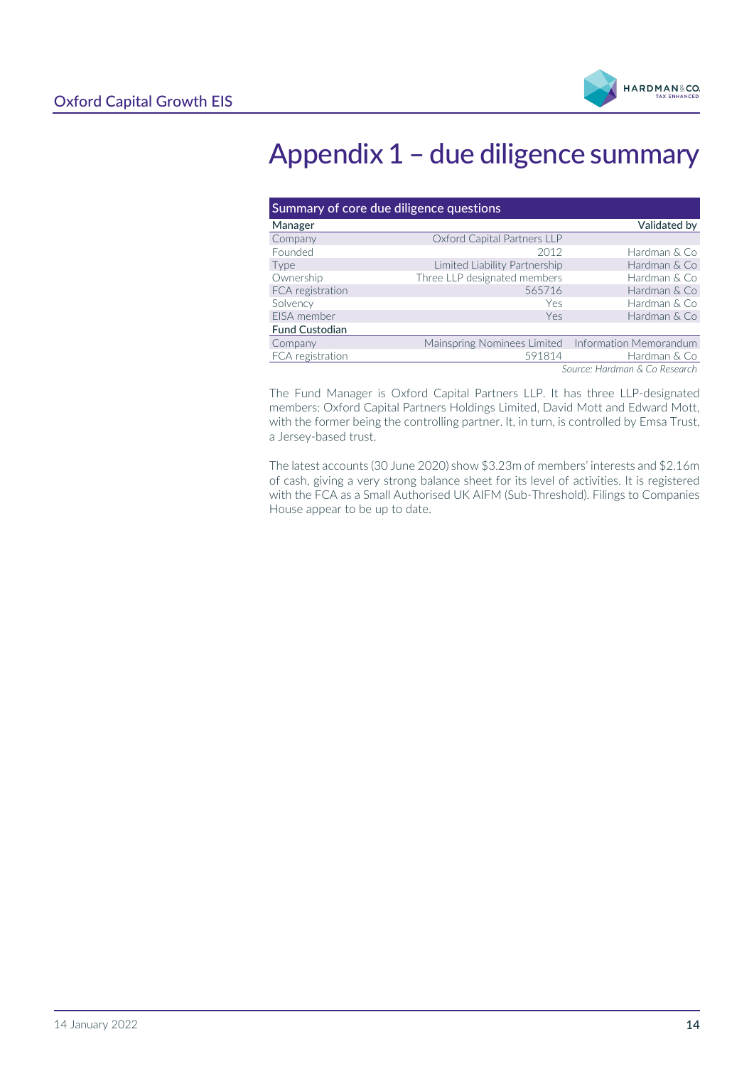# Appendix 1 – due diligence summary

| Summary of core due diligence questions | | |
|---|---|---|
| **Manager** | | **Validated by** |
| Company | Oxford Capital Partners LLP | |
| Founded | 2012 | Hardman & Co |
| Type | Limited Liability Partnership | Hardman & Co |
| Ownership | Three LLP designated members | Hardman & Co |
| FCA registration | 565716 | Hardman & Co |
| Solvency | Yes | Hardman & Co |
| EISA member | Yes | Hardman & Co |
| **Fund Custodian** | | |
| Company | Mainspring Nominees Limited | Information Memorandum |
| FCA registration | 591814 | Hardman & Co |

*Source: Hardman & Co Research*

The Fund Manager is Oxford Capital Partners LLP. It has three LLP-designated members: Oxford Capital Partners Holdings Limited, David Mott and Edward Mott, with the former being the controlling partner. It, in turn, is controlled by Emsa Trust, a Jersey-based trust.

The latest accounts (30 June 2020) show $3.23m of members' interests and $2.16m of cash, giving a very strong balance sheet for its level of activities. It is registered with the FCA as a Small Authorised UK AIFM (Sub-Threshold). Filings to Companies House appear to be up to date.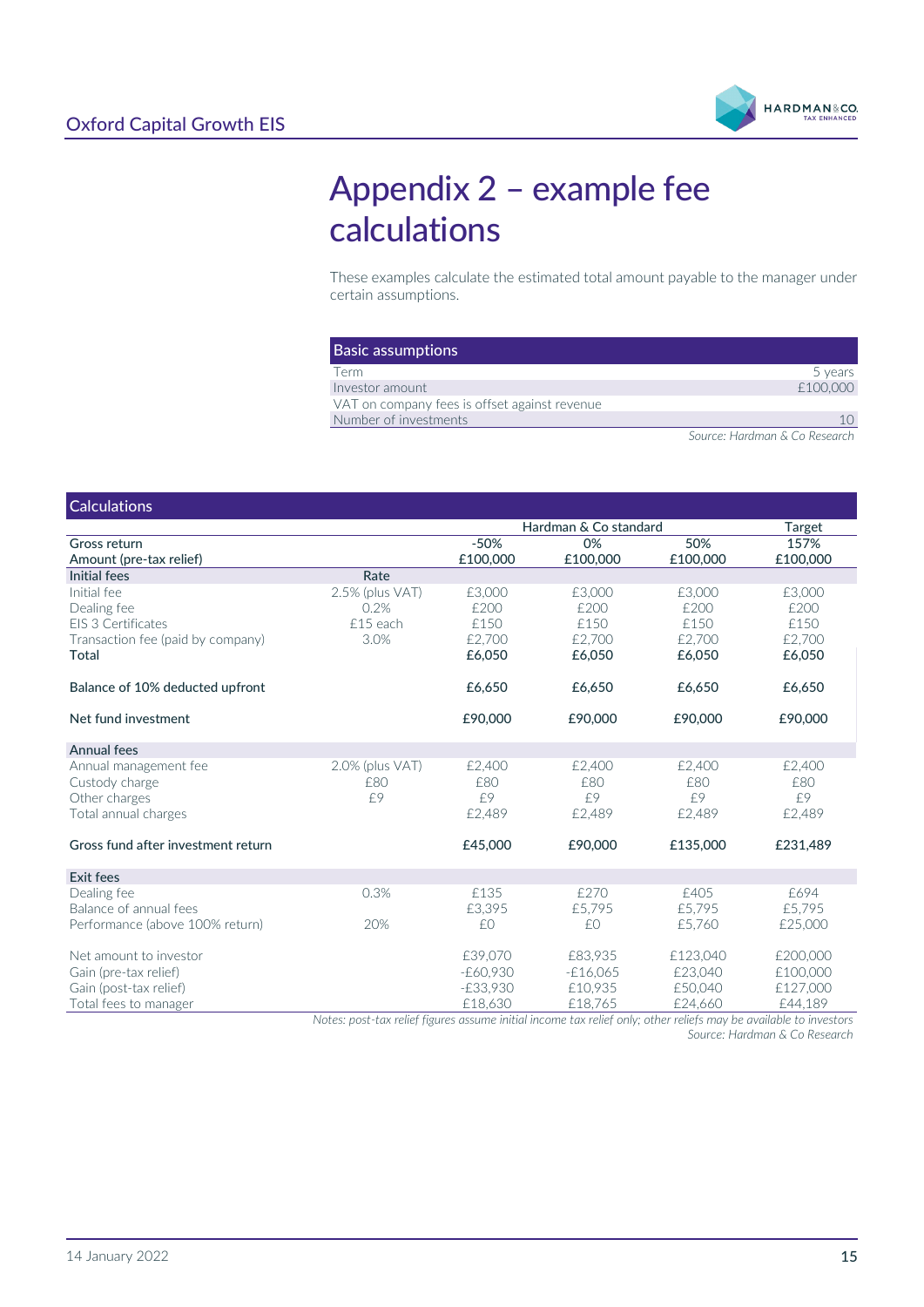# Appendix 2 – example fee calculations

These examples calculate the estimated total amount payable to the manager under certain assumptions.

| Basic assumptions | |
|---|---|
| Term | 5 years |
| Investor amount | £100,000 |
| VAT on company fees is offset against revenue | |
| Number of investments | 10 |

*Source: Hardman & Co Research*

| Calculations | | | | | |
|---|---|---|---|---|---|
| | | Hardman & Co standard | | | Target |
| Gross return | | -50% | 0% | 50% | 157% |
| Amount (pre-tax relief) | | £100,000 | £100,000 | £100,000 | £100,000 |
| **Initial fees** | Rate | | | | |
| Initial fee | 2.5% (plus VAT) | £3,000 | £3,000 | £3,000 | £3,000 |
| Dealing fee | 0.2% | £200 | £200 | £200 | £200 |
| EIS 3 Certificates | £15 each | £150 | £150 | £150 | £150 |
| Transaction fee (paid by company) | 3.0% | £2,700 | £2,700 | £2,700 | £2,700 |
| Total | | £6,050 | £6,050 | £6,050 | £6,050 |
| Balance of 10% deducted upfront | | £6,650 | £6,650 | £6,650 | £6,650 |
| Net fund investment | | £90,000 | £90,000 | £90,000 | £90,000 |
| **Annual fees** | | | | | |
| Annual management fee | 2.0% (plus VAT) | £2,400 | £2,400 | £2,400 | £2,400 |
| Custody charge | £80 | £80 | £80 | £80 | £80 |
| Other charges | £9 | £9 | £9 | £9 | £9 |
| Total annual charges | | £2,489 | £2,489 | £2,489 | £2,489 |
| Gross fund after investment return | | £45,000 | £90,000 | £135,000 | £231,489 |
| **Exit fees** | | | | | |
| Dealing fee | 0.3% | £135 | £270 | £405 | £694 |
| Balance of annual fees | | £3,395 | £5,795 | £5,795 | £5,795 |
| Performance (above 100% return) | 20% | £0 | £0 | £5,760 | £25,000 |
| Net amount to investor | | £39,070 | £83,935 | £123,040 | £200,000 |
| Gain (pre-tax relief) | | -£60,930 | -£16,065 | £23,040 | £100,000 |
| Gain (post-tax relief) | | -£33,930 | £10,935 | £50,040 | £127,000 |
| Total fees to manager | | £18,630 | £18,765 | £24,660 | £44,189 |

*Notes: post-tax relief figures assume initial income tax relief only; other reliefs may be available to investors*
*Source: Hardman & Co Research*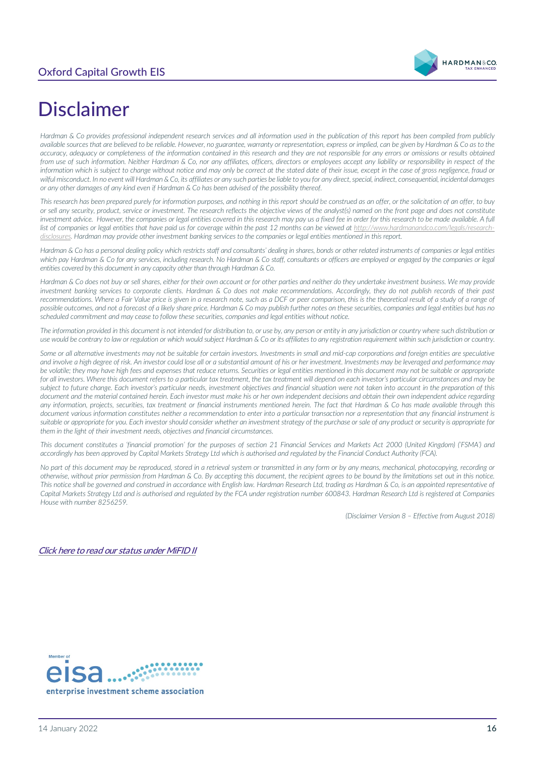# Disclaimer

*Hardman & Co provides professional independent research services and all information used in the publication of this report has been compiled from publicly available sources that are believed to be reliable. However, no guarantee, warranty or representation, express or implied, can be given by Hardman & Co as to the accuracy, adequacy or completeness of the information contained in this research and they are not responsible for any errors or omissions or results obtained from use of such information. Neither Hardman & Co, nor any affiliates, officers, directors or employees accept any liability or responsibility in respect of the information which is subject to change without notice and may only be correct at the stated date of their issue, except in the case of gross negligence, fraud or wilful misconduct. In no event will Hardman & Co, its affiliates or any such parties be liable to you for any direct, special, indirect, consequential, incidental damages or any other damages of any kind even if Hardman & Co has been advised of the possibility thereof.*

*This research has been prepared purely for information purposes, and nothing in this report should be construed as an offer, or the solicitation of an offer, to buy or sell any security, product, service or investment. The research reflects the objective views of the analyst(s) named on the front page and does not constitute investment advice. However, the companies or legal entities covered in this research may pay us a fixed fee in order for this research to be made available. A full list of companies or legal entities that have paid us for coverage within the past 12 months can be viewed at [http://www.hardmanandco.com/legals/research-disclosures](http://www.hardmanandco.com/legals/research-disclosures). Hardman may provide other investment banking services to the companies or legal entities mentioned in this report.*

*Hardman & Co has a personal dealing policy which restricts staff and consultants' dealing in shares, bonds or other related instruments of companies or legal entities which pay Hardman & Co for any services, including research. No Hardman & Co staff, consultants or officers are employed or engaged by the companies or legal entities covered by this document in any capacity other than through Hardman & Co.*

*Hardman & Co does not buy or sell shares, either for their own account or for other parties and neither do they undertake investment business. We may provide investment banking services to corporate clients. Hardman & Co does not make recommendations. Accordingly, they do not publish records of their past recommendations. Where a Fair Value price is given in a research note, such as a DCF or peer comparison, this is the theoretical result of a study of a range of possible outcomes, and not a forecast of a likely share price. Hardman & Co may publish further notes on these securities, companies and legal entities but has no scheduled commitment and may cease to follow these securities, companies and legal entities without notice.*

*The information provided in this document is not intended for distribution to, or use by, any person or entity in any jurisdiction or country where such distribution or use would be contrary to law or regulation or which would subject Hardman & Co or its affiliates to any registration requirement within such jurisdiction or country.*

*Some or all alternative investments may not be suitable for certain investors. Investments in small and mid-cap corporations and foreign entities are speculative and involve a high degree of risk. An investor could lose all or a substantial amount of his or her investment. Investments may be leveraged and performance may be volatile; they may have high fees and expenses that reduce returns. Securities or legal entities mentioned in this document may not be suitable or appropriate for all investors. Where this document refers to a particular tax treatment, the tax treatment will depend on each investor's particular circumstances and may be subject to future change. Each investor's particular needs, investment objectives and financial situation were not taken into account in the preparation of this document and the material contained herein. Each investor must make his or her own independent decisions and obtain their own independent advice regarding any information, projects, securities, tax treatment or financial instruments mentioned herein. The fact that Hardman & Co has made available through this document various information constitutes neither a recommendation to enter into a particular transaction nor a representation that any financial instrument is suitable or appropriate for you. Each investor should consider whether an investment strategy of the purchase or sale of any product or security is appropriate for them in the light of their investment needs, objectives and financial circumstances.*

*This document constitutes a 'financial promotion' for the purposes of section 21 Financial Services and Markets Act 2000 (United Kingdom) ('FSMA') and accordingly has been approved by Capital Markets Strategy Ltd which is authorised and regulated by the Financial Conduct Authority (FCA).*

*No part of this document may be reproduced, stored in a retrieval system or transmitted in any form or by any means, mechanical, photocopying, recording or otherwise, without prior permission from Hardman & Co. By accepting this document, the recipient agrees to be bound by the limitations set out in this notice. This notice shall be governed and construed in accordance with English law. Hardman Research Ltd, trading as Hardman & Co, is an appointed representative of Capital Markets Strategy Ltd and is authorised and regulated by the FCA under registration number 600843. Hardman Research Ltd is registered at Companies House with number 8256259.*

*(Disclaimer Version 8 – Effective from August 2018)*

***Click here to read our status under MiFID II***

Member of
eisa
enterprise investment scheme association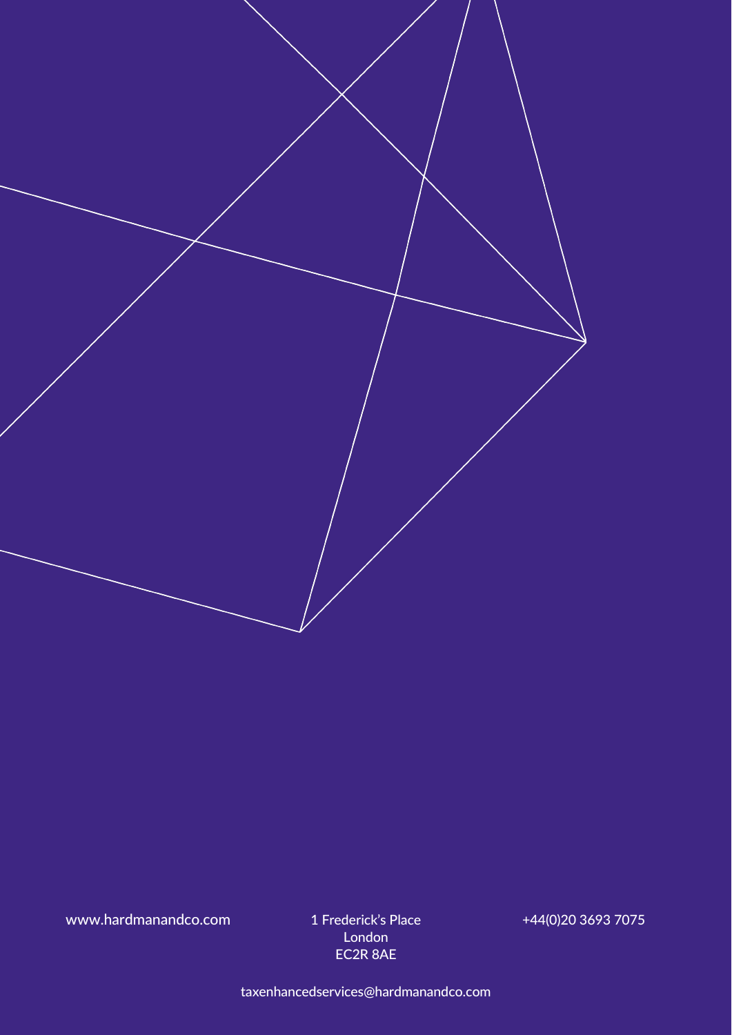www.hardmanandco.com

1 Frederick's Place
London
EC2R 8AE

+44(0)20 3693 7075

taxenhancedservices@hardmanandco.com